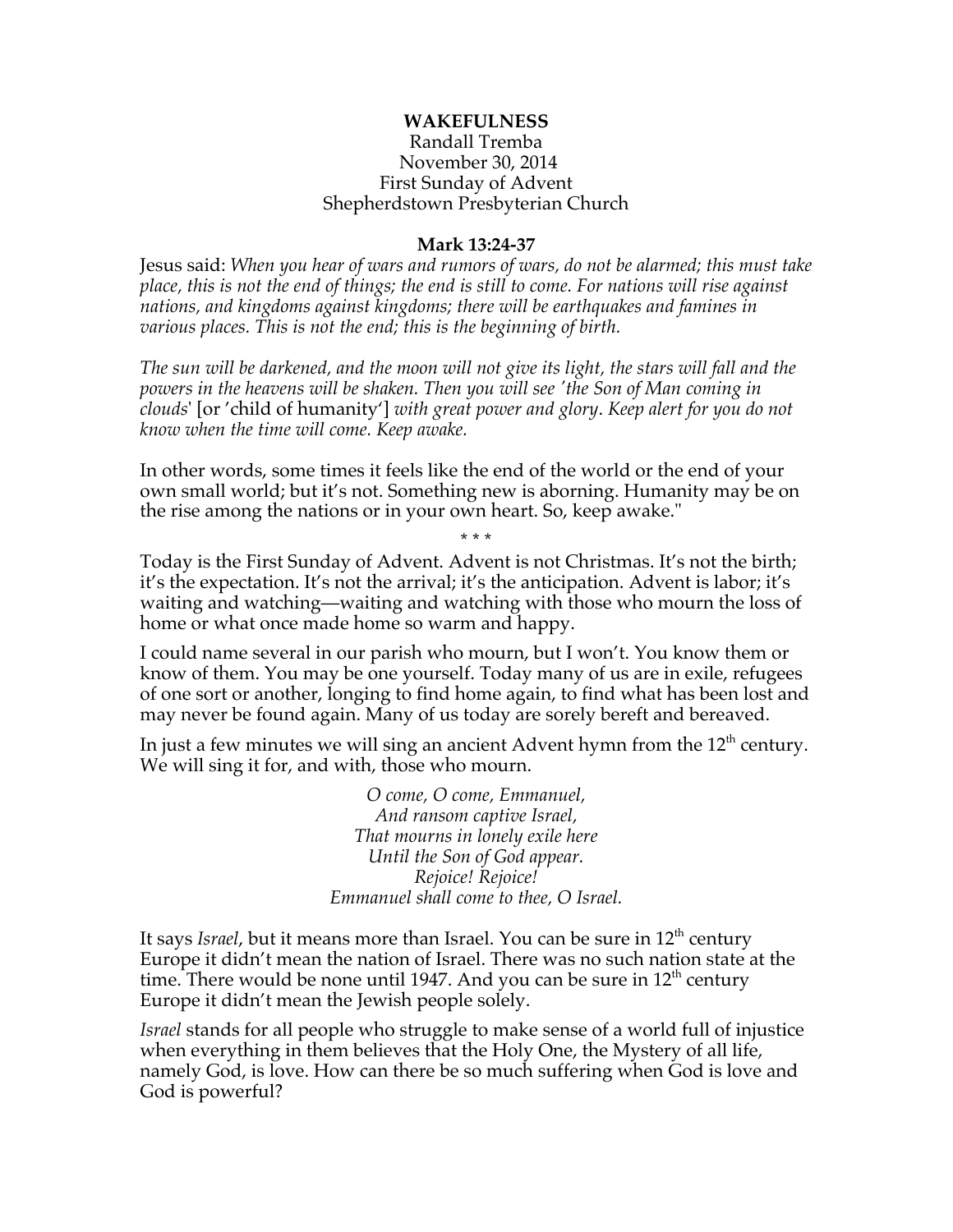**WAKEFULNESS**

Randall Tremba
November 30, 2014
First Sunday of Advent
Shepherdstown Presbyterian Church

**Mark 13:24-37**

Jesus said: *When you hear of wars and rumors of wars, do not be alarmed; this must take place, this is not the end of things; the end is still to come. For nations will rise against nations, and kingdoms against kingdoms; there will be earthquakes and famines in various places. This is not the end; this is the beginning of birth.*

*The sun will be darkened, and the moon will not give its light, the stars will fall and the powers in the heavens will be shaken. Then you will see 'the Son of Man coming in clouds'* [or 'child of humanity'] *with great power and glory. Keep alert for you do not know when the time will come. Keep awake.*

In other words, some times it feels like the end of the world or the end of your own small world; but it's not. Something new is aborning. Humanity may be on the rise among the nations or in your own heart. So, keep awake."

\* \* \*

Today is the First Sunday of Advent. Advent is not Christmas. It's not the birth; it's the expectation. It's not the arrival; it's the anticipation. Advent is labor; it's waiting and watching—waiting and watching with those who mourn the loss of home or what once made home so warm and happy.

I could name several in our parish who mourn, but I won't. You know them or know of them. You may be one yourself. Today many of us are in exile, refugees of one sort or another, longing to find home again, to find what has been lost and may never be found again. Many of us today are sorely bereft and bereaved.

In just a few minutes we will sing an ancient Advent hymn from the 12th century. We will sing it for, and with, those who mourn.

*O come, O come, Emmanuel,*
*And ransom captive Israel,*
*That mourns in lonely exile here*
*Until the Son of God appear.*
*Rejoice! Rejoice!*
*Emmanuel shall come to thee, O Israel.*

It says *Israel*, but it means more than Israel. You can be sure in 12th century Europe it didn't mean the nation of Israel. There was no such nation state at the time. There would be none until 1947. And you can be sure in 12th century Europe it didn't mean the Jewish people solely.

*Israel* stands for all people who struggle to make sense of a world full of injustice when everything in them believes that the Holy One, the Mystery of all life, namely God, is love. How can there be so much suffering when God is love and God is powerful?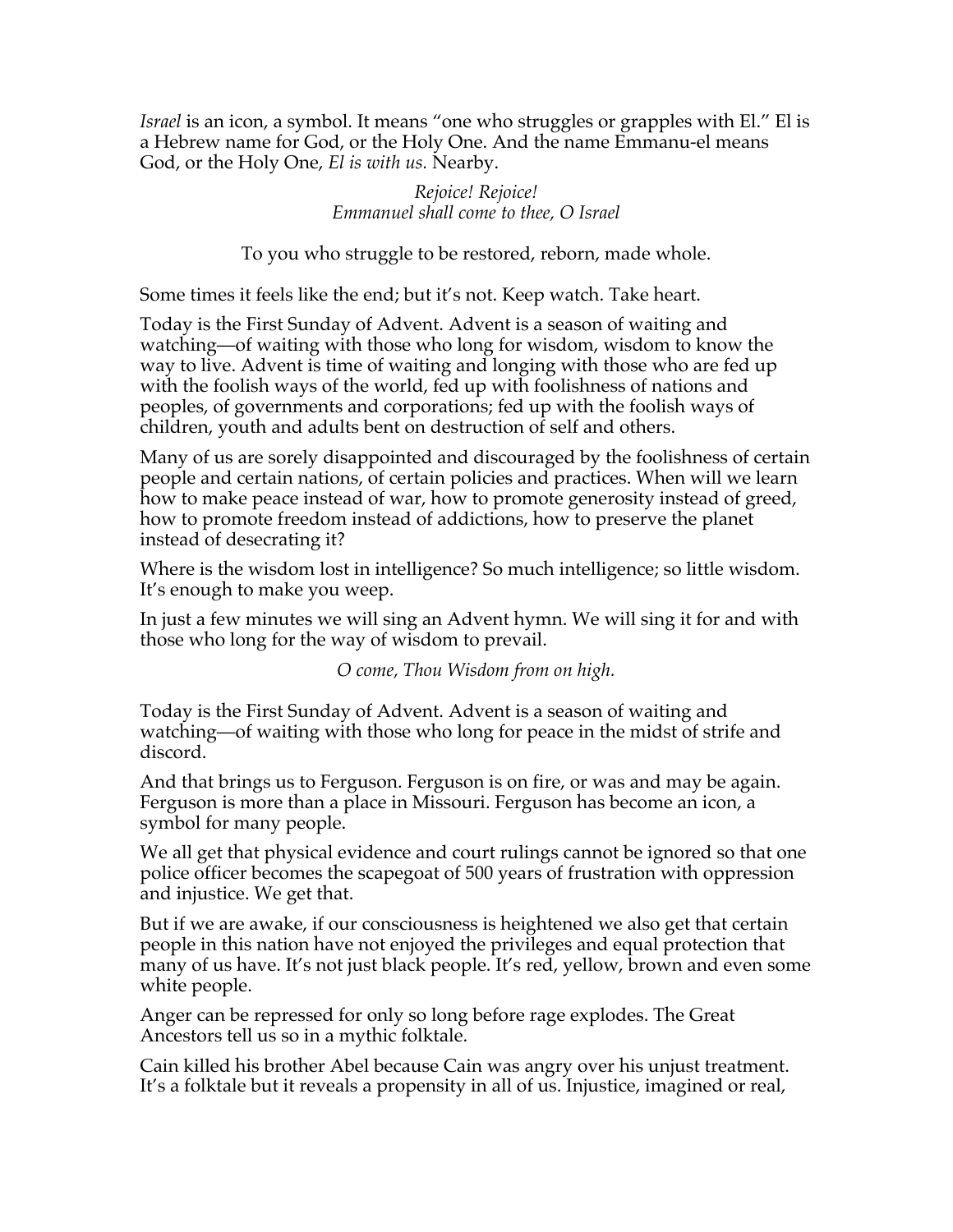*Israel* is an icon, a symbol. It means "one who struggles or grapples with El." El is a Hebrew name for God, or the Holy One. And the name Emmanu-el means God, or the Holy One, *El is with us.* Nearby.

*Rejoice! Rejoice!*
*Emmanuel shall come to thee, O Israel*

To you who struggle to be restored, reborn, made whole.

Some times it feels like the end; but it's not. Keep watch. Take heart.

Today is the First Sunday of Advent. Advent is a season of waiting and watching—of waiting with those who long for wisdom, wisdom to know the way to live. Advent is time of waiting and longing with those who are fed up with the foolish ways of the world, fed up with foolishness of nations and peoples, of governments and corporations; fed up with the foolish ways of children, youth and adults bent on destruction of self and others.

Many of us are sorely disappointed and discouraged by the foolishness of certain people and certain nations, of certain policies and practices. When will we learn how to make peace instead of war, how to promote generosity instead of greed, how to promote freedom instead of addictions, how to preserve the planet instead of desecrating it?

Where is the wisdom lost in intelligence? So much intelligence; so little wisdom. It's enough to make you weep.

In just a few minutes we will sing an Advent hymn. We will sing it for and with those who long for the way of wisdom to prevail.

*O come, Thou Wisdom from on high.*

Today is the First Sunday of Advent. Advent is a season of waiting and watching—of waiting with those who long for peace in the midst of strife and discord.

And that brings us to Ferguson. Ferguson is on fire, or was and may be again. Ferguson is more than a place in Missouri. Ferguson has become an icon, a symbol for many people.

We all get that physical evidence and court rulings cannot be ignored so that one police officer becomes the scapegoat of 500 years of frustration with oppression and injustice. We get that.

But if we are awake, if our consciousness is heightened we also get that certain people in this nation have not enjoyed the privileges and equal protection that many of us have. It's not just black people. It's red, yellow, brown and even some white people.

Anger can be repressed for only so long before rage explodes. The Great Ancestors tell us so in a mythic folktale.

Cain killed his brother Abel because Cain was angry over his unjust treatment. It's a folktale but it reveals a propensity in all of us. Injustice, imagined or real,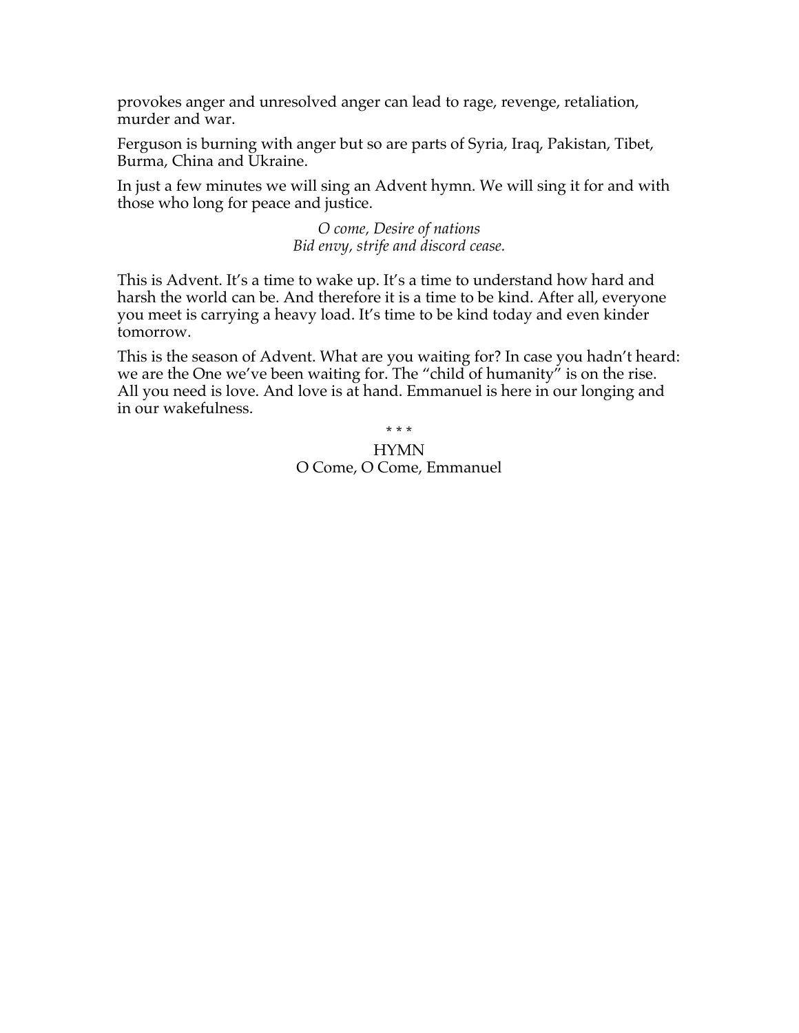provokes anger and unresolved anger can lead to rage, revenge, retaliation, murder and war.

Ferguson is burning with anger but so are parts of Syria, Iraq, Pakistan, Tibet, Burma, China and Ukraine.

In just a few minutes we will sing an Advent hymn. We will sing it for and with those who long for peace and justice.

*O come, Desire of nations*  
*Bid envy, strife and discord cease.*

This is Advent. It's a time to wake up. It's a time to understand how hard and harsh the world can be. And therefore it is a time to be kind. After all, everyone you meet is carrying a heavy load. It's time to be kind today and even kinder tomorrow.

This is the season of Advent. What are you waiting for? In case you hadn't heard: we are the One we've been waiting for. The "child of humanity" is on the rise. All you need is love. And love is at hand. Emmanuel is here in our longing and in our wakefulness.

\* \* \*

HYMN  
O Come, O Come, Emmanuel